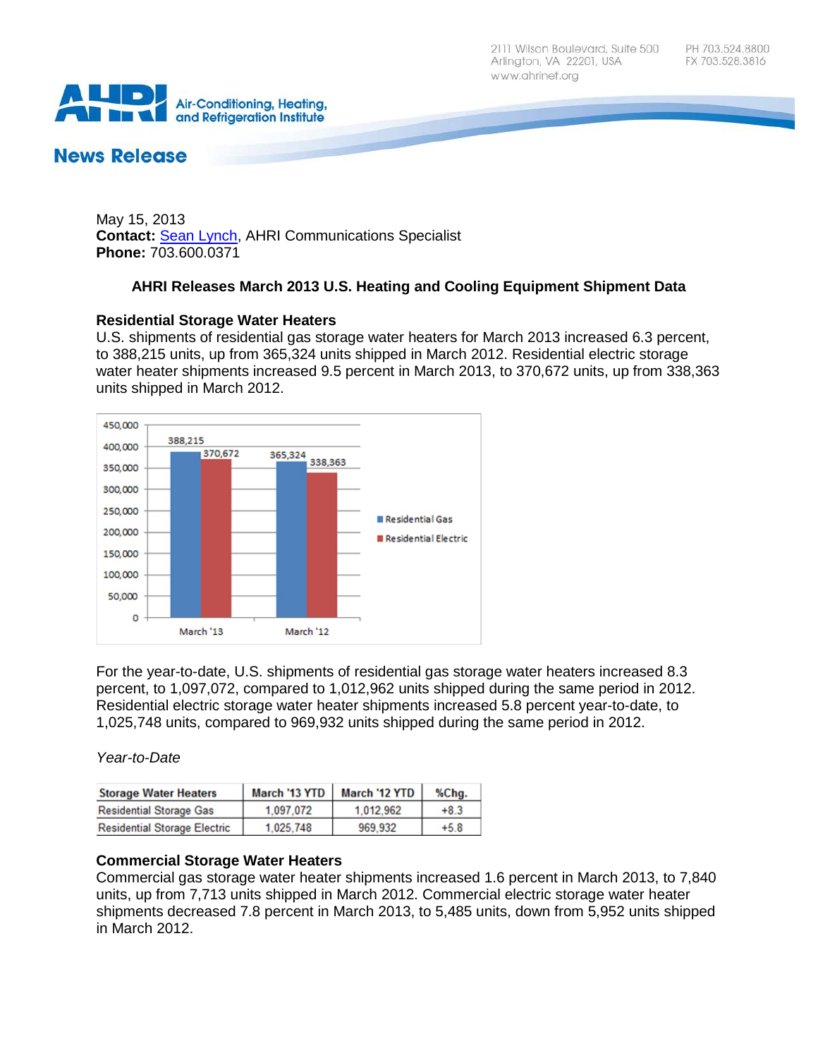2111 Wilson Boulevard, Suite 500
Arlington, VA 22201, USA
www.ahrinet.org

PH 703.524.8800
FX 703.528.3816

AHRI Air-Conditioning, Heating, and Refrigeration Institute

## News Release

May 15, 2013
**Contact:** Sean Lynch, AHRI Communications Specialist
**Phone:** 703.600.0371

### AHRI Releases March 2013 U.S. Heating and Cooling Equipment Shipment Data

**Residential Storage Water Heaters**
U.S. shipments of residential gas storage water heaters for March 2013 increased 6.3 percent, to 388,215 units, up from 365,324 units shipped in March 2012. Residential electric storage water heater shipments increased 9.5 percent in March 2013, to 370,672 units, up from 338,363 units shipped in March 2012.

| | Residential Gas | Residential Electric |
|---|---|---|
| March '13 | 388,215 | 370,672 |
| March '12 | 365,324 | 338,363 |

For the year-to-date, U.S. shipments of residential gas storage water heaters increased 8.3 percent, to 1,097,072, compared to 1,012,962 units shipped during the same period in 2012. Residential electric storage water heater shipments increased 5.8 percent year-to-date, to 1,025,748 units, compared to 969,932 units shipped during the same period in 2012.

*Year-to-Date*

| Storage Water Heaters | March '13 YTD | March '12 YTD | %Chg. |
|---|---|---|---|
| Residential Storage Gas | 1,097,072 | 1,012,962 | +8.3 |
| Residential Storage Electric | 1,025,748 | 969,932 | +5.8 |

**Commercial Storage Water Heaters**
Commercial gas storage water heater shipments increased 1.6 percent in March 2013, to 7,840 units, up from 7,713 units shipped in March 2012. Commercial electric storage water heater shipments decreased 7.8 percent in March 2013, to 5,485 units, down from 5,952 units shipped in March 2012.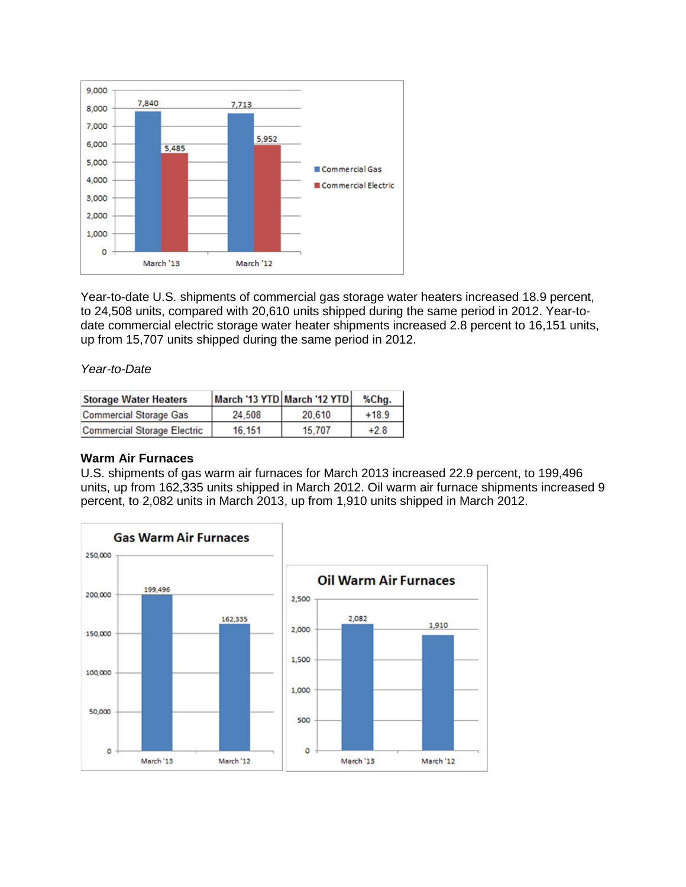Year-to-date U.S. shipments of commercial gas storage water heaters increased 18.9 percent, to 24,508 units, compared with 20,610 units shipped during the same period in 2012. Year-to-date commercial electric storage water heater shipments increased 2.8 percent to 16,151 units, up from 15,707 units shipped during the same period in 2012.

*Year-to-Date*

| Storage Water Heaters | March '13 YTD | March '12 YTD | %Chg. |
|---|---|---|---|
| Commercial Storage Gas | 24,508 | 20,610 | +18.9 |
| Commercial Storage Electric | 16,151 | 15,707 | +2.8 |

**Warm Air Furnaces**

U.S. shipments of gas warm air furnaces for March 2013 increased 22.9 percent, to 199,496 units, up from 162,335 units shipped in March 2012. Oil warm air furnace shipments increased 9 percent, to 2,082 units in March 2013, up from 1,910 units shipped in March 2012.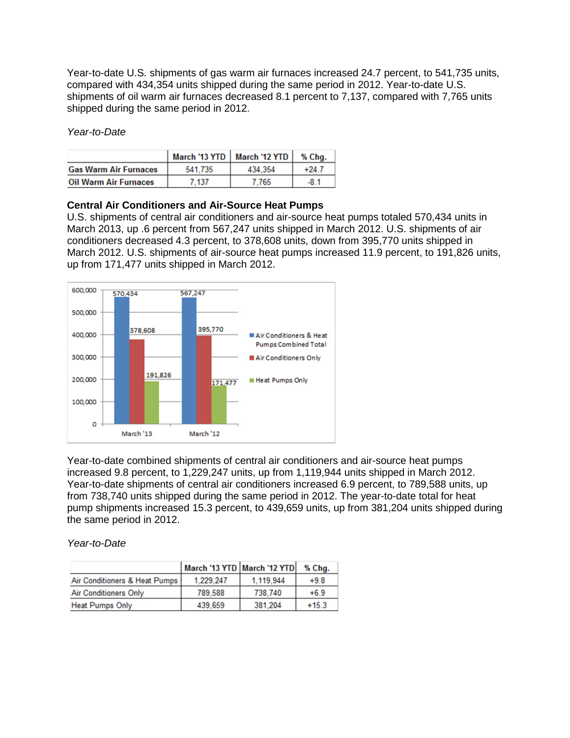Year-to-date U.S. shipments of gas warm air furnaces increased 24.7 percent, to 541,735 units, compared with 434,354 units shipped during the same period in 2012. Year-to-date U.S. shipments of oil warm air furnaces decreased 8.1 percent to 7,137, compared with 7,765 units shipped during the same period in 2012.

*Year-to-Date*

| | March '13 YTD | March '12 YTD | % Chg. |
|---|---|---|---|
| **Gas Warm Air Furnaces** | 541,735 | 434,354 | +24.7 |
| **Oil Warm Air Furnaces** | 7,137 | 7,765 | -8.1 |

**Central Air Conditioners and Air-Source Heat Pumps**

U.S. shipments of central air conditioners and air-source heat pumps totaled 570,434 units in March 2013, up .6 percent from 567,247 units shipped in March 2012. U.S. shipments of air conditioners decreased 4.3 percent, to 378,608 units, down from 395,770 units shipped in March 2012. U.S. shipments of air-source heat pumps increased 11.9 percent, to 191,826 units, up from 171,477 units shipped in March 2012.

| | March '13 | March '12 |
|---|---|---|
| Air Conditioners & Heat Pumps Combined Total | 570,434 | 567,247 |
| Air Conditioners Only | 378,608 | 395,770 |
| Heat Pumps Only | 191,826 | 171,477 |

Year-to-date combined shipments of central air conditioners and air-source heat pumps increased 9.8 percent, to 1,229,247 units, up from 1,119,944 units shipped in March 2012. Year-to-date shipments of central air conditioners increased 6.9 percent, to 789,588 units, up from 738,740 units shipped during the same period in 2012. The year-to-date total for heat pump shipments increased 15.3 percent, to 439,659 units, up from 381,204 units shipped during the same period in 2012.

*Year-to-Date*

| | March '13 YTD | March '12 YTD | % Chg. |
|---|---|---|---|
| Air Conditioners & Heat Pumps | 1,229,247 | 1,119,944 | +9.8 |
| Air Conditioners Only | 789,588 | 738,740 | +6.9 |
| Heat Pumps Only | 439,659 | 381,204 | +15.3 |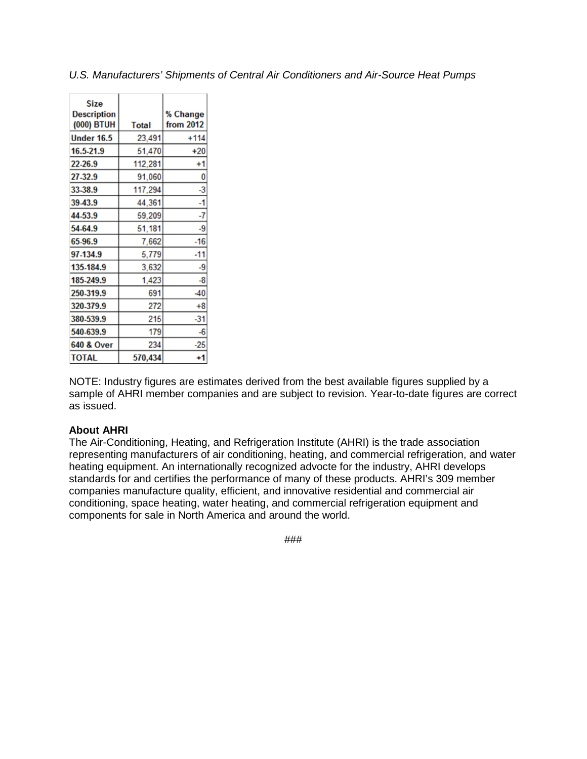*U.S. Manufacturers' Shipments of Central Air Conditioners and Air-Source Heat Pumps*

| Size Description (000) BTUH | Total | % Change from 2012 |
|---|---|---|
| Under 16.5 | 23,491 | +114 |
| 16.5-21.9 | 51,470 | +20 |
| 22-26.9 | 112,281 | +1 |
| 27-32.9 | 91,060 | 0 |
| 33-38.9 | 117,294 | -3 |
| 39-43.9 | 44,361 | -1 |
| 44-53.9 | 59,209 | -7 |
| 54-64.9 | 51,181 | -9 |
| 65-96.9 | 7,662 | -16 |
| 97-134.9 | 5,779 | -11 |
| 135-184.9 | 3,632 | -9 |
| 185-249.9 | 1,423 | -8 |
| 250-319.9 | 691 | -40 |
| 320-379.9 | 272 | +8 |
| 380-539.9 | 215 | -31 |
| 540-639.9 | 179 | -6 |
| 640 & Over | 234 | -25 |
| TOTAL | 570,434 | +1 |

NOTE: Industry figures are estimates derived from the best available figures supplied by a sample of AHRI member companies and are subject to revision. Year-to-date figures are correct as issued.

**About AHRI**

The Air-Conditioning, Heating, and Refrigeration Institute (AHRI) is the trade association representing manufacturers of air conditioning, heating, and commercial refrigeration, and water heating equipment. An internationally recognized advocte for the industry, AHRI develops standards for and certifies the performance of many of these products. AHRI's 309 member companies manufacture quality, efficient, and innovative residential and commercial air conditioning, space heating, water heating, and commercial refrigeration equipment and components for sale in North America and around the world.

###